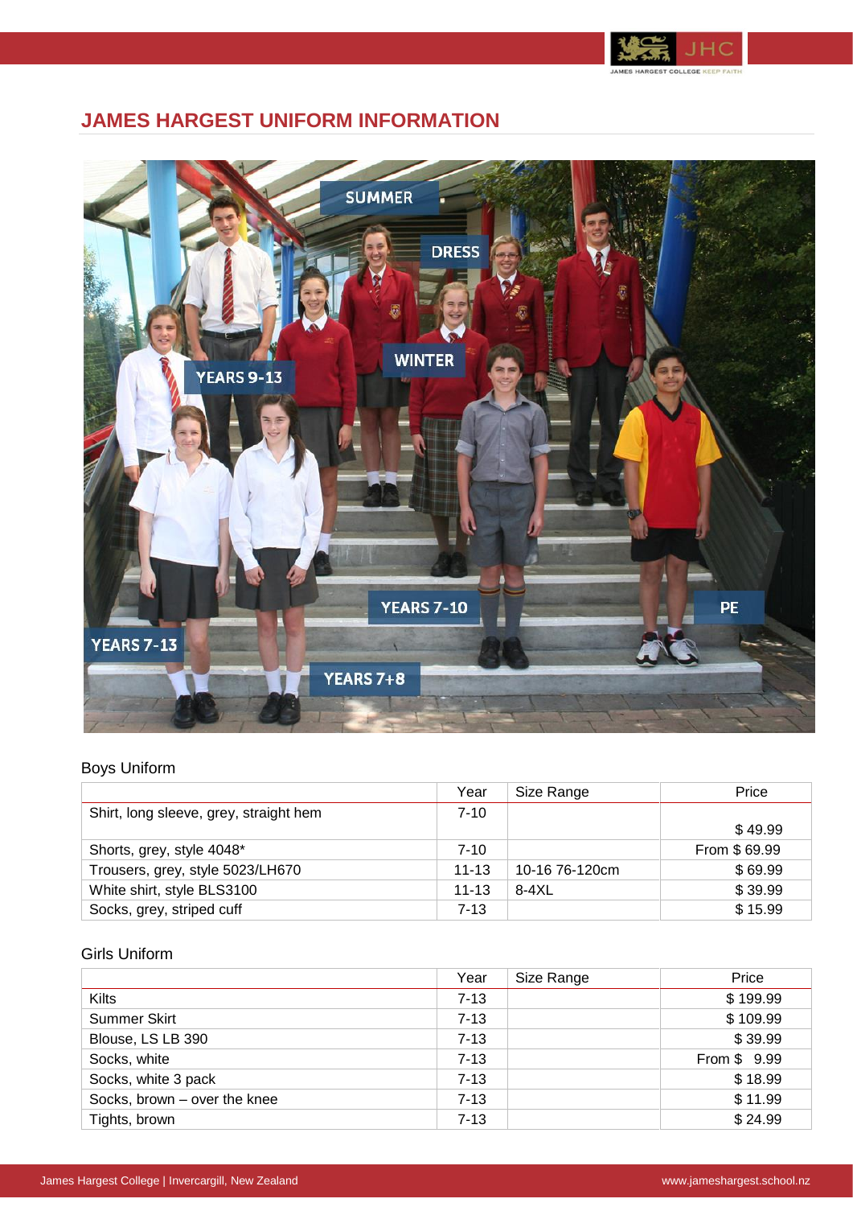# JAMES HARGEST UNIFORM INFORMATION

Boys Uniform

| | Year | Size Range | Price |
|---|---|---|---|
| Shirt, long sleeve, grey, straight hem | 7-10 | | $ 49.99 |
| Shorts, grey, style 4048* | 7-10 | | From $ 69.99 |
| Trousers, grey, style 5023/LH670 | 11-13 | 10-16 76-120cm | $ 69.99 |
| White shirt, style BLS3100 | 11-13 | 8-4XL | $ 39.99 |
| Socks, grey, striped cuff | 7-13 | | $ 15.99 |

Girls Uniform

| | Year | Size Range | Price |
|---|---|---|---|
| Kilts | 7-13 | | $ 199.99 |
| Summer Skirt | 7-13 | | $ 109.99 |
| Blouse, LS LB 390 | 7-13 | | $ 39.99 |
| Socks, white | 7-13 | | From $ 9.99 |
| Socks, white 3 pack | 7-13 | | $ 18.99 |
| Socks, brown – over the knee | 7-13 | | $ 11.99 |
| Tights, brown | 7-13 | | $ 24.99 |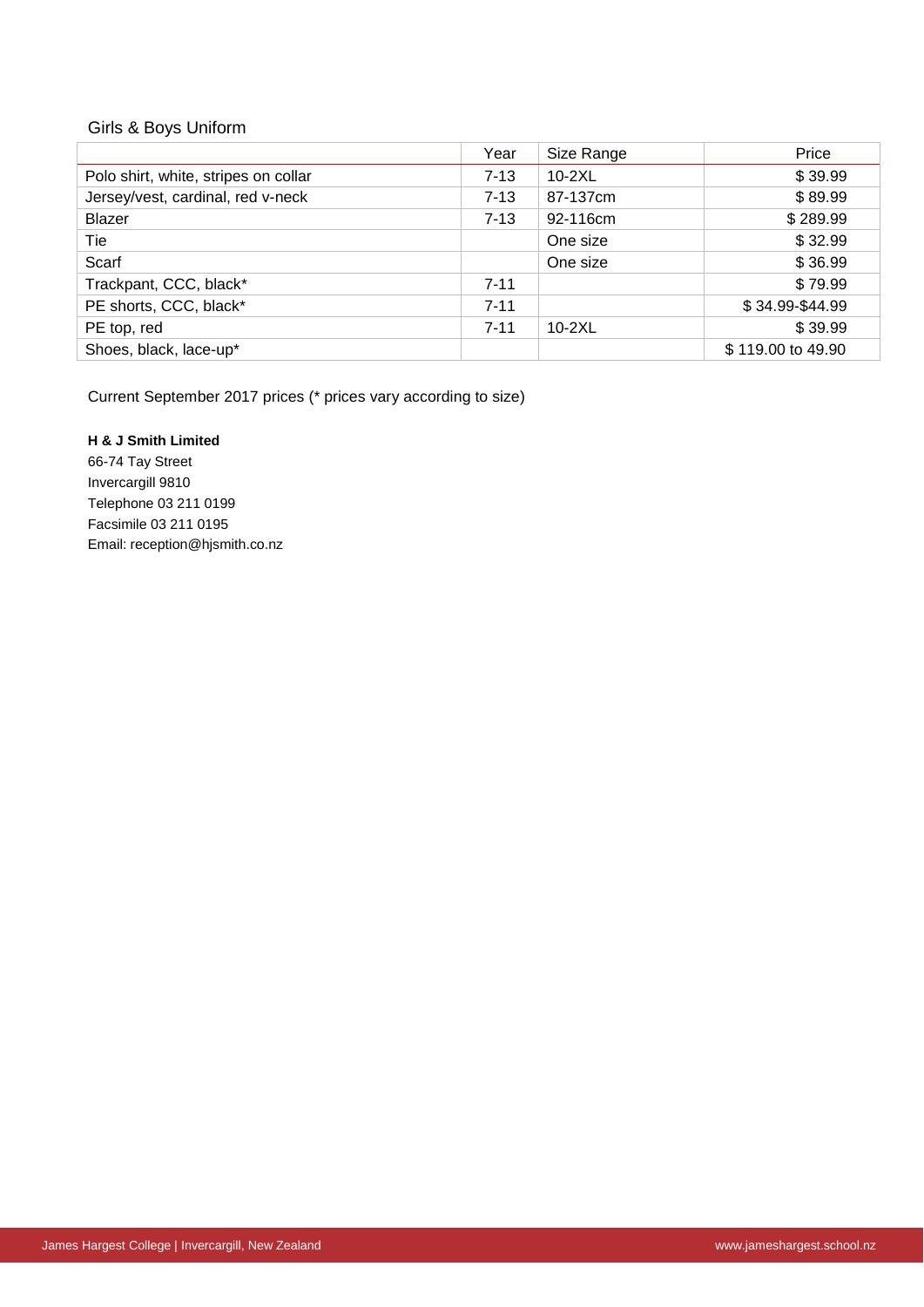Girls & Boys Uniform

| | Year | Size Range | Price |
|---|---|---|---|
| Polo shirt, white, stripes on collar | 7-13 | 10-2XL | $ 39.99 |
| Jersey/vest, cardinal, red v-neck | 7-13 | 87-137cm | $ 89.99 |
| Blazer | 7-13 | 92-116cm | $ 289.99 |
| Tie | | One size | $ 32.99 |
| Scarf | | One size | $ 36.99 |
| Trackpant, CCC, black* | 7-11 | | $ 79.99 |
| PE shorts, CCC, black* | 7-11 | | $ 34.99-$44.99 |
| PE top, red | 7-11 | 10-2XL | $ 39.99 |
| Shoes, black, lace-up* | | | $ 119.00 to 49.90 |

Current September 2017 prices (* prices vary according to size)

**H & J Smith Limited**
66-74 Tay Street
Invercargill 9810
Telephone 03 211 0199
Facsimile 03 211 0195
Email: reception@hjsmith.co.nz